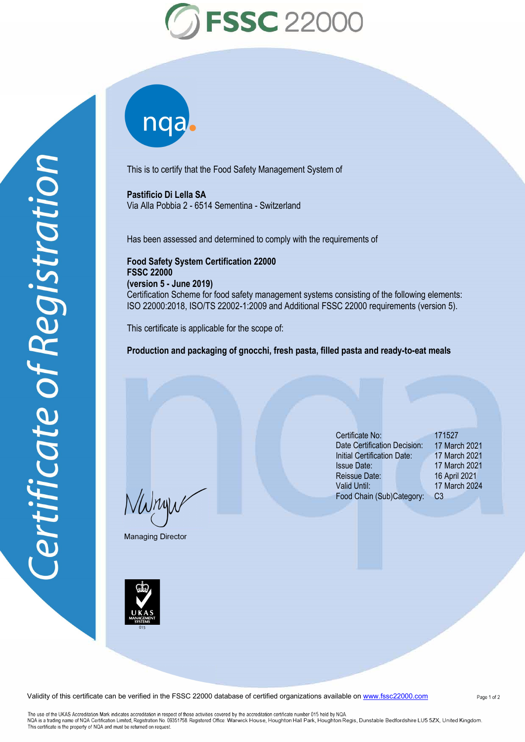# FSSC 22000

*Certificate of Registration*

This is to certify that the Food Safety Management System of

**Pastificio Di Lella SA**
Via Alla Pobbia 2 - 6514 Sementina - Switzerland

Has been assessed and determined to comply with the requirements of

**Food Safety System Certification 22000**
**FSSC 22000**
**(version 5 - June 2019)**
Certification Scheme for food safety management systems consisting of the following elements: ISO 22000:2018, ISO/TS 22002-1:2009 and Additional FSSC 22000 requirements (version 5).

This certificate is applicable for the scope of:

**Production and packaging of gnocchi, fresh pasta, filled pasta and ready-to-eat meals**

| | |
|---|---|
| Certificate No: | 171527 |
| Date Certification Decision: | 17 March 2021 |
| Initial Certification Date: | 17 March 2021 |
| Issue Date: | 17 March 2021 |
| Reissue Date: | 16 April 2021 |
| Valid Until: | 17 March 2024 |
| Food Chain (Sub)Category: | C3 |

Managing Director

UKAS MANAGEMENT SYSTEMS 015

Validity of this certificate can be verified in the FSSC 22000 database of certified organizations available on www.fssc22000.com

The use of the UKAS Accreditation Mark indicates accreditation in respect of those activities covered by the accreditation certificate number 015 held by NQA.
NQA is a trading name of NQA Certification Limited, Registration No. 09351758. Registered Office: Warwick House, Houghton Hall Park, Houghton Regis, Dunstable Bedfordshire LU5 5ZX, United Kingdom.
This certificate is the property of NQA and must be returned on request.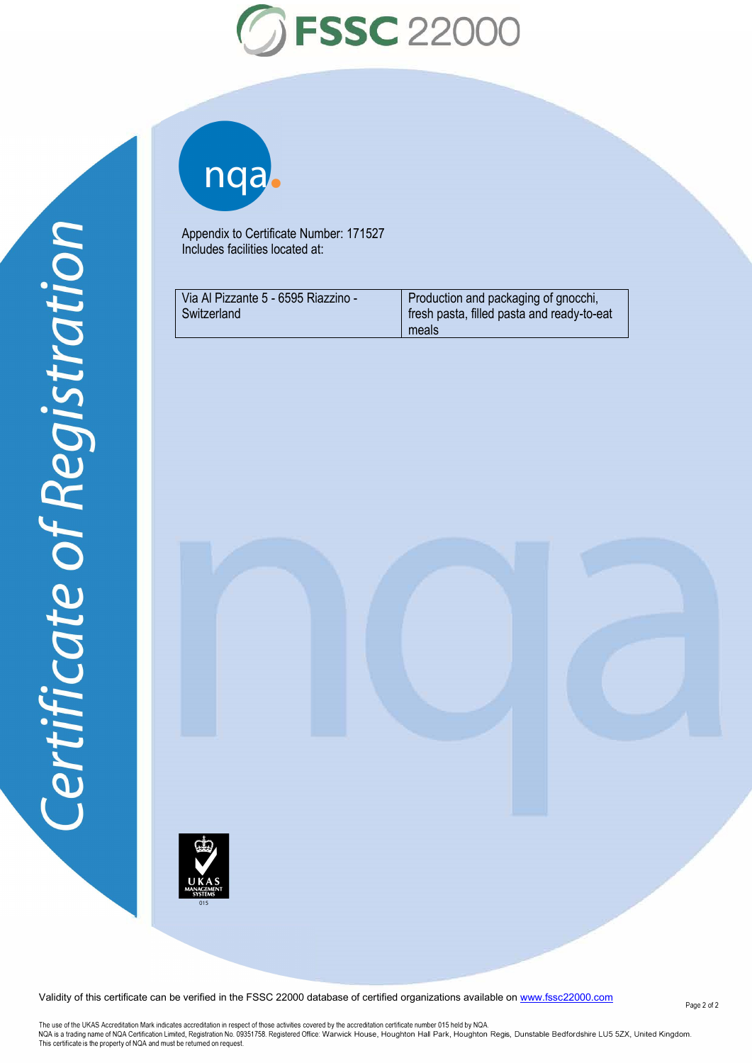FSSC 22000

nqa

*Certificate of Registration*

Appendix to Certificate Number: 171527
Includes facilities located at:

| | |
|---|---|
| Via Al Pizzante 5 - 6595 Riazzino - Switzerland | Production and packaging of gnocchi, fresh pasta, filled pasta and ready-to-eat meals |

UKAS MANAGEMENT SYSTEMS 015

Validity of this certificate can be verified in the FSSC 22000 database of certified organizations available on www.fssc22000.com

The use of the UKAS Accreditation Mark indicates accreditation in respect of those activities covered by the accreditation certificate number 015 held by NQA.
NQA is a trading name of NQA Certification Limited, Registration No. 09351758. Registered Office: Warwick House, Houghton Hall Park, Houghton Regis, Dunstable Bedfordshire LU5 5ZX, United Kingdom.
This certificate is the property of NQA and must be returned on request.